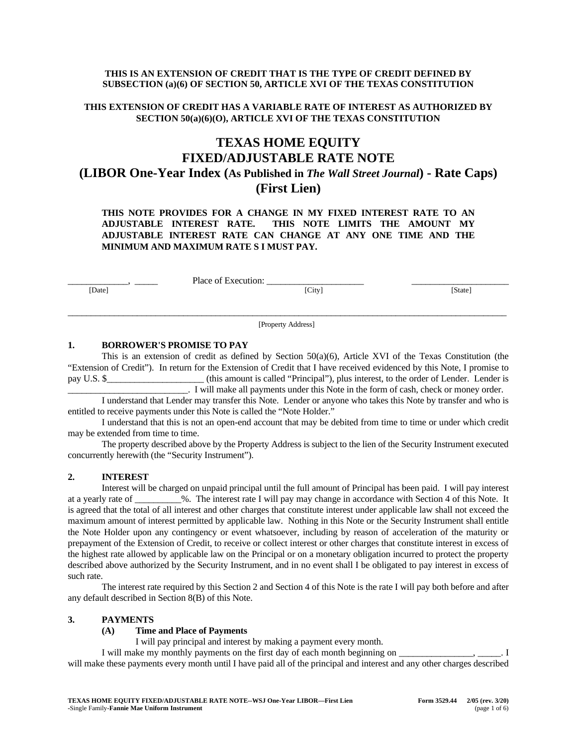**THIS IS AN EXTENSION OF CREDIT THAT IS THE TYPE OF CREDIT DEFINED BY SUBSECTION (a)(6) OF SECTION 50, ARTICLE XVI OF THE TEXAS CONSTITUTION**

**THIS EXTENSION OF CREDIT HAS A VARIABLE RATE OF INTEREST AS AUTHORIZED BY SECTION 50(a)(6)(O), ARTICLE XVI OF THE TEXAS CONSTITUTION**

# TEXAS HOME EQUITY FIXED/ADJUSTABLE RATE NOTE (LIBOR One-Year Index (As Published in *The Wall Street Journal*) - Rate Caps) (First Lien)

**THIS NOTE PROVIDES FOR A CHANGE IN MY FIXED INTEREST RATE TO AN ADJUSTABLE INTEREST RATE. THIS NOTE LIMITS THE AMOUNT MY ADJUSTABLE INTEREST RATE CAN CHANGE AT ANY ONE TIME AND THE MINIMUM AND MAXIMUM RATE S I MUST PAY.**

_____________, _____ Place of Execution: _____________________ _____________________
[Date] [City] [State]

___________________________________________________________________________________________
[Property Address]

## 1. BORROWER'S PROMISE TO PAY

This is an extension of credit as defined by Section 50(a)(6), Article XVI of the Texas Constitution (the "Extension of Credit"). In return for the Extension of Credit that I have received evidenced by this Note, I promise to pay U.S. $____________________ (this amount is called "Principal"), plus interest, to the order of Lender. Lender is __________________________. I will make all payments under this Note in the form of cash, check or money order.

I understand that Lender may transfer this Note. Lender or anyone who takes this Note by transfer and who is entitled to receive payments under this Note is called the "Note Holder."

I understand that this is not an open-end account that may be debited from time to time or under which credit may be extended from time to time.

The property described above by the Property Address is subject to the lien of the Security Instrument executed concurrently herewith (the "Security Instrument").

## 2. INTEREST

Interest will be charged on unpaid principal until the full amount of Principal has been paid. I will pay interest at a yearly rate of __________%. The interest rate I will pay may change in accordance with Section 4 of this Note. It is agreed that the total of all interest and other charges that constitute interest under applicable law shall not exceed the maximum amount of interest permitted by applicable law. Nothing in this Note or the Security Instrument shall entitle the Note Holder upon any contingency or event whatsoever, including by reason of acceleration of the maturity or prepayment of the Extension of Credit, to receive or collect interest or other charges that constitute interest in excess of the highest rate allowed by applicable law on the Principal or on a monetary obligation incurred to protect the property described above authorized by the Security Instrument, and in no event shall I be obligated to pay interest in excess of such rate.

The interest rate required by this Section 2 and Section 4 of this Note is the rate I will pay both before and after any default described in Section 8(B) of this Note.

## 3. PAYMENTS

### (A) Time and Place of Payments

I will pay principal and interest by making a payment every month.

I will make my monthly payments on the first day of each month beginning on ________________, _____. I will make these payments every month until I have paid all of the principal and interest and any other charges described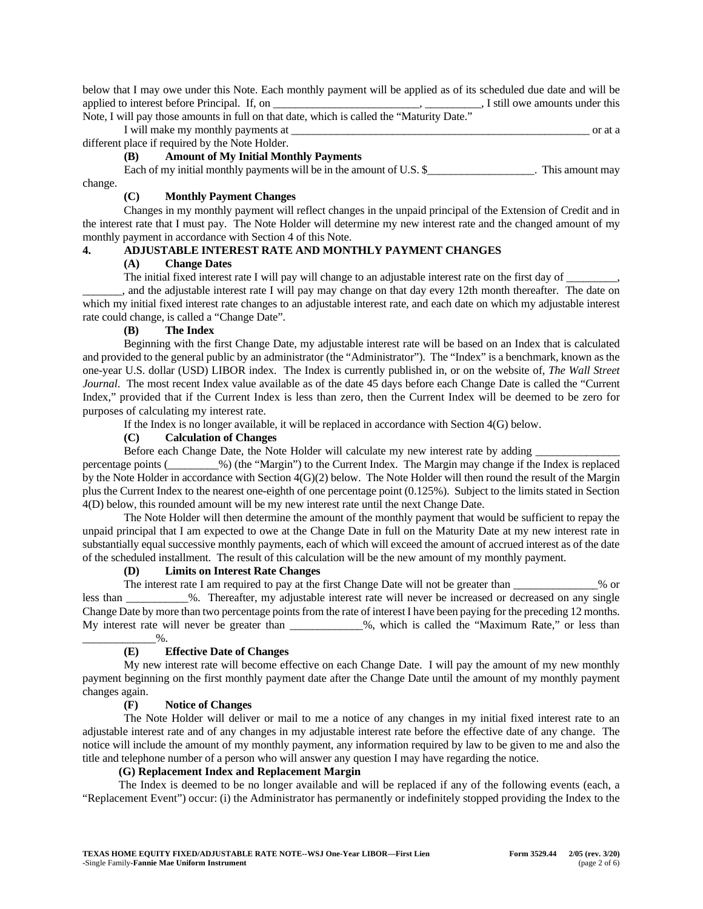below that I may owe under this Note. Each monthly payment will be applied as of its scheduled due date and will be applied to interest before Principal. If, on ____________________________, __________, I still owe amounts under this Note, I will pay those amounts in full on that date, which is called the "Maturity Date."

I will make my monthly payments at ________________________________________________________ or at a different place if required by the Note Holder.

**(B) Amount of My Initial Monthly Payments**

Each of my initial monthly payments will be in the amount of U.S. $___________________. This amount may change.

**(C) Monthly Payment Changes**

Changes in my monthly payment will reflect changes in the unpaid principal of the Extension of Credit and in the interest rate that I must pay. The Note Holder will determine my new interest rate and the changed amount of my monthly payment in accordance with Section 4 of this Note.

**4. ADJUSTABLE INTEREST RATE AND MONTHLY PAYMENT CHANGES**

**(A) Change Dates**

The initial fixed interest rate I will pay will change to an adjustable interest rate on the first day of _________, _______, and the adjustable interest rate I will pay may change on that day every 12th month thereafter. The date on which my initial fixed interest rate changes to an adjustable interest rate, and each date on which my adjustable interest rate could change, is called a "Change Date".

**(B) The Index**

Beginning with the first Change Date, my adjustable interest rate will be based on an Index that is calculated and provided to the general public by an administrator (the "Administrator"). The "Index" is a benchmark, known as the one-year U.S. dollar (USD) LIBOR index. The Index is currently published in, or on the website of, *The Wall Street Journal*. The most recent Index value available as of the date 45 days before each Change Date is called the "Current Index," provided that if the Current Index is less than zero, then the Current Index will be deemed to be zero for purposes of calculating my interest rate.

If the Index is no longer available, it will be replaced in accordance with Section 4(G) below.

**(C) Calculation of Changes**

Before each Change Date, the Note Holder will calculate my new interest rate by adding _______________ percentage points (_________%) (the "Margin") to the Current Index. The Margin may change if the Index is replaced by the Note Holder in accordance with Section 4(G)(2) below. The Note Holder will then round the result of the Margin plus the Current Index to the nearest one-eighth of one percentage point (0.125%). Subject to the limits stated in Section 4(D) below, this rounded amount will be my new interest rate until the next Change Date.

The Note Holder will then determine the amount of the monthly payment that would be sufficient to repay the unpaid principal that I am expected to owe at the Change Date in full on the Maturity Date at my new interest rate in substantially equal successive monthly payments, each of which will exceed the amount of accrued interest as of the date of the scheduled installment. The result of this calculation will be the new amount of my monthly payment.

**(D) Limits on Interest Rate Changes**

The interest rate I am required to pay at the first Change Date will not be greater than _______________% or less than ___________%. Thereafter, my adjustable interest rate will never be increased or decreased on any single Change Date by more than two percentage points from the rate of interest I have been paying for the preceding 12 months. My interest rate will never be greater than _____________%, which is called the "Maximum Rate," or less than _____________%.

**(E) Effective Date of Changes**

My new interest rate will become effective on each Change Date. I will pay the amount of my new monthly payment beginning on the first monthly payment date after the Change Date until the amount of my monthly payment changes again.

**(F) Notice of Changes**

The Note Holder will deliver or mail to me a notice of any changes in my initial fixed interest rate to an adjustable interest rate and of any changes in my adjustable interest rate before the effective date of any change. The notice will include the amount of my monthly payment, any information required by law to be given to me and also the title and telephone number of a person who will answer any question I may have regarding the notice.

**(G) Replacement Index and Replacement Margin**

The Index is deemed to be no longer available and will be replaced if any of the following events (each, a "Replacement Event") occur: (i) the Administrator has permanently or indefinitely stopped providing the Index to the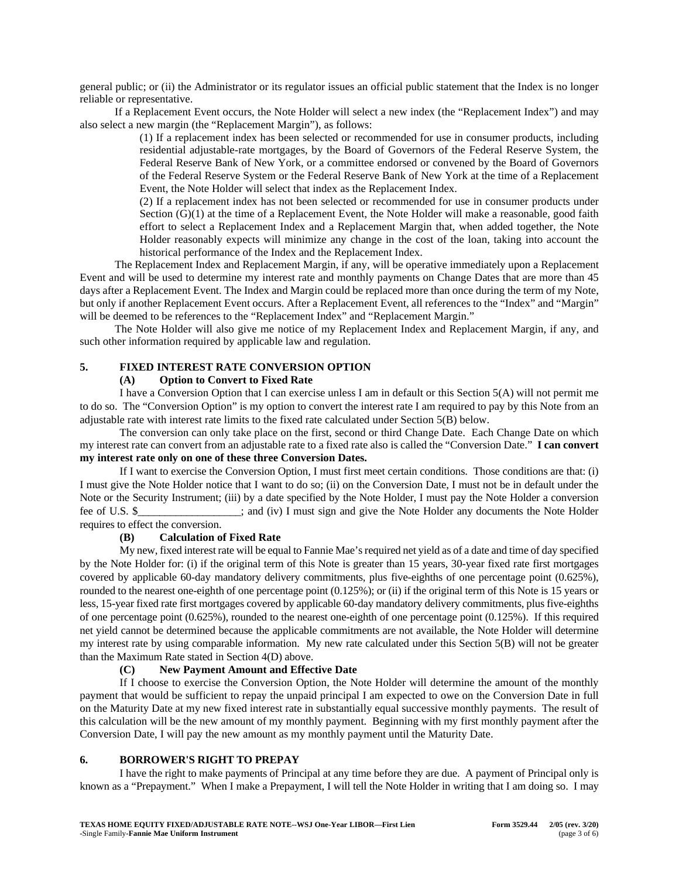general public; or (ii) the Administrator or its regulator issues an official public statement that the Index is no longer reliable or representative.

If a Replacement Event occurs, the Note Holder will select a new index (the "Replacement Index") and may also select a new margin (the "Replacement Margin"), as follows:

(1) If a replacement index has been selected or recommended for use in consumer products, including residential adjustable-rate mortgages, by the Board of Governors of the Federal Reserve System, the Federal Reserve Bank of New York, or a committee endorsed or convened by the Board of Governors of the Federal Reserve System or the Federal Reserve Bank of New York at the time of a Replacement Event, the Note Holder will select that index as the Replacement Index.

(2) If a replacement index has not been selected or recommended for use in consumer products under Section (G)(1) at the time of a Replacement Event, the Note Holder will make a reasonable, good faith effort to select a Replacement Index and a Replacement Margin that, when added together, the Note Holder reasonably expects will minimize any change in the cost of the loan, taking into account the historical performance of the Index and the Replacement Index.

The Replacement Index and Replacement Margin, if any, will be operative immediately upon a Replacement Event and will be used to determine my interest rate and monthly payments on Change Dates that are more than 45 days after a Replacement Event. The Index and Margin could be replaced more than once during the term of my Note, but only if another Replacement Event occurs. After a Replacement Event, all references to the "Index" and "Margin" will be deemed to be references to the "Replacement Index" and "Replacement Margin."

The Note Holder will also give me notice of my Replacement Index and Replacement Margin, if any, and such other information required by applicable law and regulation.

## 5. FIXED INTEREST RATE CONVERSION OPTION

### (A) Option to Convert to Fixed Rate

I have a Conversion Option that I can exercise unless I am in default or this Section 5(A) will not permit me to do so. The "Conversion Option" is my option to convert the interest rate I am required to pay by this Note from an adjustable rate with interest rate limits to the fixed rate calculated under Section 5(B) below.

The conversion can only take place on the first, second or third Change Date. Each Change Date on which my interest rate can convert from an adjustable rate to a fixed rate also is called the "Conversion Date." **I can convert my interest rate only on one of these three Conversion Dates.**

If I want to exercise the Conversion Option, I must first meet certain conditions. Those conditions are that: (i) I must give the Note Holder notice that I want to do so; (ii) on the Conversion Date, I must not be in default under the Note or the Security Instrument; (iii) by a date specified by the Note Holder, I must pay the Note Holder a conversion fee of U.S. $__________________; and (iv) I must sign and give the Note Holder any documents the Note Holder requires to effect the conversion.

### (B) Calculation of Fixed Rate

My new, fixed interest rate will be equal to Fannie Mae's required net yield as of a date and time of day specified by the Note Holder for: (i) if the original term of this Note is greater than 15 years, 30-year fixed rate first mortgages covered by applicable 60-day mandatory delivery commitments, plus five-eighths of one percentage point (0.625%), rounded to the nearest one-eighth of one percentage point (0.125%); or (ii) if the original term of this Note is 15 years or less, 15-year fixed rate first mortgages covered by applicable 60-day mandatory delivery commitments, plus five-eighths of one percentage point (0.625%), rounded to the nearest one-eighth of one percentage point (0.125%). If this required net yield cannot be determined because the applicable commitments are not available, the Note Holder will determine my interest rate by using comparable information. My new rate calculated under this Section 5(B) will not be greater than the Maximum Rate stated in Section 4(D) above.

### (C) New Payment Amount and Effective Date

If I choose to exercise the Conversion Option, the Note Holder will determine the amount of the monthly payment that would be sufficient to repay the unpaid principal I am expected to owe on the Conversion Date in full on the Maturity Date at my new fixed interest rate in substantially equal successive monthly payments. The result of this calculation will be the new amount of my monthly payment. Beginning with my first monthly payment after the Conversion Date, I will pay the new amount as my monthly payment until the Maturity Date.

## 6. BORROWER'S RIGHT TO PREPAY

I have the right to make payments of Principal at any time before they are due. A payment of Principal only is known as a "Prepayment." When I make a Prepayment, I will tell the Note Holder in writing that I am doing so. I may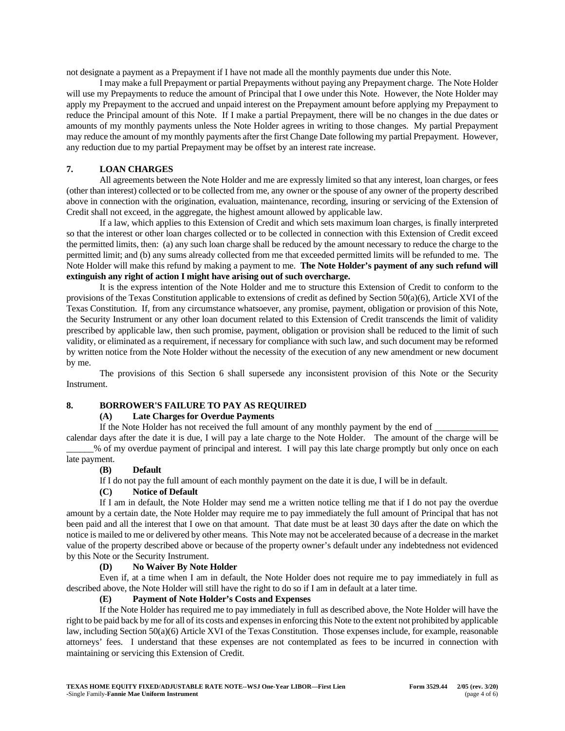not designate a payment as a Prepayment if I have not made all the monthly payments due under this Note.

I may make a full Prepayment or partial Prepayments without paying any Prepayment charge. The Note Holder will use my Prepayments to reduce the amount of Principal that I owe under this Note. However, the Note Holder may apply my Prepayment to the accrued and unpaid interest on the Prepayment amount before applying my Prepayment to reduce the Principal amount of this Note. If I make a partial Prepayment, there will be no changes in the due dates or amounts of my monthly payments unless the Note Holder agrees in writing to those changes. My partial Prepayment may reduce the amount of my monthly payments after the first Change Date following my partial Prepayment. However, any reduction due to my partial Prepayment may be offset by an interest rate increase.

## 7. LOAN CHARGES

All agreements between the Note Holder and me are expressly limited so that any interest, loan charges, or fees (other than interest) collected or to be collected from me, any owner or the spouse of any owner of the property described above in connection with the origination, evaluation, maintenance, recording, insuring or servicing of the Extension of Credit shall not exceed, in the aggregate, the highest amount allowed by applicable law.

If a law, which applies to this Extension of Credit and which sets maximum loan charges, is finally interpreted so that the interest or other loan charges collected or to be collected in connection with this Extension of Credit exceed the permitted limits, then: (a) any such loan charge shall be reduced by the amount necessary to reduce the charge to the permitted limit; and (b) any sums already collected from me that exceeded permitted limits will be refunded to me. The Note Holder will make this refund by making a payment to me. **The Note Holder's payment of any such refund will extinguish any right of action I might have arising out of such overcharge.**

It is the express intention of the Note Holder and me to structure this Extension of Credit to conform to the provisions of the Texas Constitution applicable to extensions of credit as defined by Section 50(a)(6), Article XVI of the Texas Constitution. If, from any circumstance whatsoever, any promise, payment, obligation or provision of this Note, the Security Instrument or any other loan document related to this Extension of Credit transcends the limit of validity prescribed by applicable law, then such promise, payment, obligation or provision shall be reduced to the limit of such validity, or eliminated as a requirement, if necessary for compliance with such law, and such document may be reformed by written notice from the Note Holder without the necessity of the execution of any new amendment or new document by me.

The provisions of this Section 6 shall supersede any inconsistent provision of this Note or the Security Instrument.

## 8. BORROWER'S FAILURE TO PAY AS REQUIRED

### (A) Late Charges for Overdue Payments

If the Note Holder has not received the full amount of any monthly payment by the end of ______________ calendar days after the date it is due, I will pay a late charge to the Note Holder. The amount of the charge will be ______% of my overdue payment of principal and interest. I will pay this late charge promptly but only once on each late payment.

### (B) Default

If I do not pay the full amount of each monthly payment on the date it is due, I will be in default.

### (C) Notice of Default

If I am in default, the Note Holder may send me a written notice telling me that if I do not pay the overdue amount by a certain date, the Note Holder may require me to pay immediately the full amount of Principal that has not been paid and all the interest that I owe on that amount. That date must be at least 30 days after the date on which the notice is mailed to me or delivered by other means. This Note may not be accelerated because of a decrease in the market value of the property described above or because of the property owner's default under any indebtedness not evidenced by this Note or the Security Instrument.

### (D) No Waiver By Note Holder

Even if, at a time when I am in default, the Note Holder does not require me to pay immediately in full as described above, the Note Holder will still have the right to do so if I am in default at a later time.

### (E) Payment of Note Holder's Costs and Expenses

If the Note Holder has required me to pay immediately in full as described above, the Note Holder will have the right to be paid back by me for all of its costs and expenses in enforcing this Note to the extent not prohibited by applicable law, including Section 50(a)(6) Article XVI of the Texas Constitution. Those expenses include, for example, reasonable attorneys' fees. I understand that these expenses are not contemplated as fees to be incurred in connection with maintaining or servicing this Extension of Credit.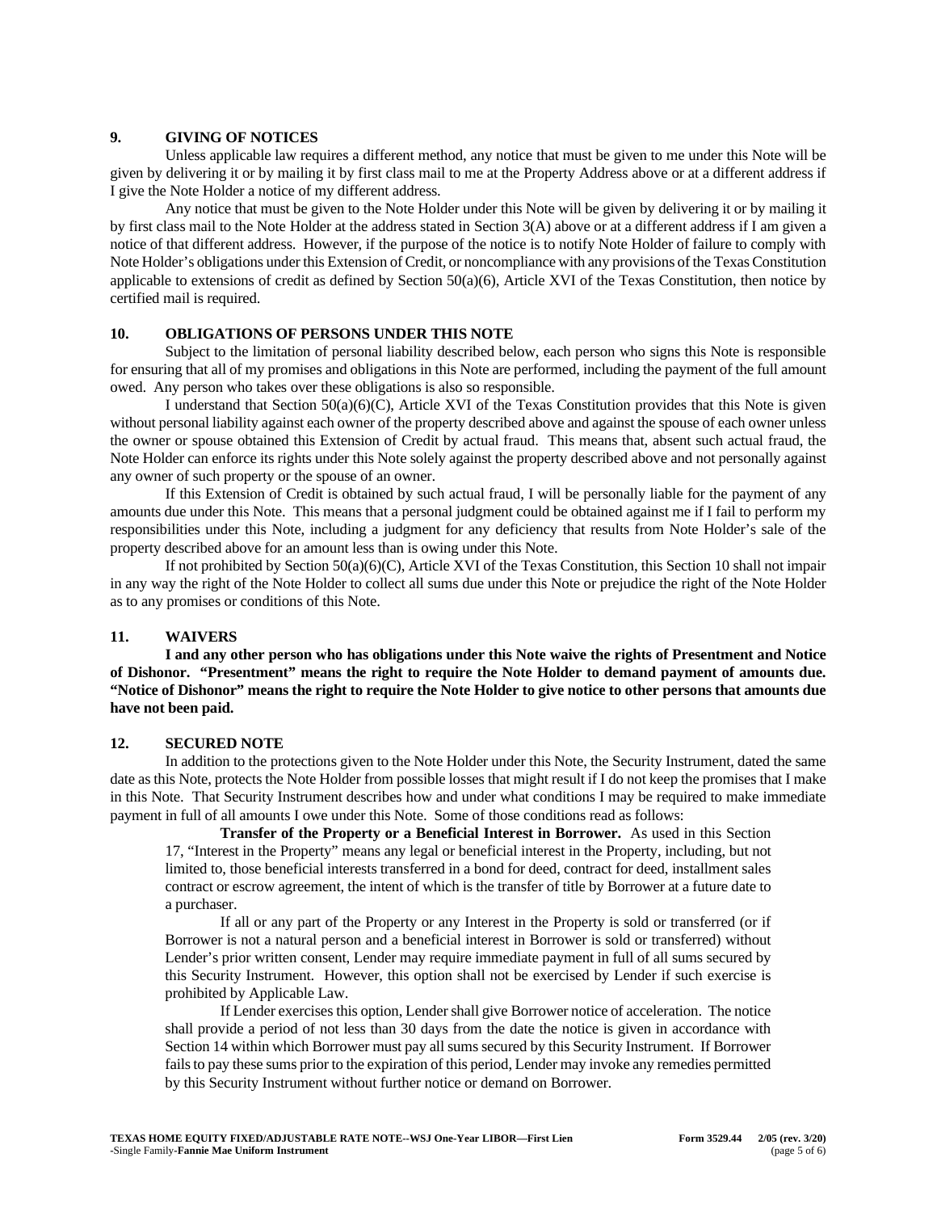## 9. GIVING OF NOTICES

Unless applicable law requires a different method, any notice that must be given to me under this Note will be given by delivering it or by mailing it by first class mail to me at the Property Address above or at a different address if I give the Note Holder a notice of my different address.

Any notice that must be given to the Note Holder under this Note will be given by delivering it or by mailing it by first class mail to the Note Holder at the address stated in Section 3(A) above or at a different address if I am given a notice of that different address. However, if the purpose of the notice is to notify Note Holder of failure to comply with Note Holder's obligations under this Extension of Credit, or noncompliance with any provisions of the Texas Constitution applicable to extensions of credit as defined by Section 50(a)(6), Article XVI of the Texas Constitution, then notice by certified mail is required.

## 10. OBLIGATIONS OF PERSONS UNDER THIS NOTE

Subject to the limitation of personal liability described below, each person who signs this Note is responsible for ensuring that all of my promises and obligations in this Note are performed, including the payment of the full amount owed. Any person who takes over these obligations is also so responsible.

I understand that Section 50(a)(6)(C), Article XVI of the Texas Constitution provides that this Note is given without personal liability against each owner of the property described above and against the spouse of each owner unless the owner or spouse obtained this Extension of Credit by actual fraud. This means that, absent such actual fraud, the Note Holder can enforce its rights under this Note solely against the property described above and not personally against any owner of such property or the spouse of an owner.

If this Extension of Credit is obtained by such actual fraud, I will be personally liable for the payment of any amounts due under this Note. This means that a personal judgment could be obtained against me if I fail to perform my responsibilities under this Note, including a judgment for any deficiency that results from Note Holder's sale of the property described above for an amount less than is owing under this Note.

If not prohibited by Section 50(a)(6)(C), Article XVI of the Texas Constitution, this Section 10 shall not impair in any way the right of the Note Holder to collect all sums due under this Note or prejudice the right of the Note Holder as to any promises or conditions of this Note.

## 11. WAIVERS

**I and any other person who has obligations under this Note waive the rights of Presentment and Notice of Dishonor. "Presentment" means the right to require the Note Holder to demand payment of amounts due. "Notice of Dishonor" means the right to require the Note Holder to give notice to other persons that amounts due have not been paid.**

## 12. SECURED NOTE

In addition to the protections given to the Note Holder under this Note, the Security Instrument, dated the same date as this Note, protects the Note Holder from possible losses that might result if I do not keep the promises that I make in this Note. That Security Instrument describes how and under what conditions I may be required to make immediate payment in full of all amounts I owe under this Note. Some of those conditions read as follows:

> **Transfer of the Property or a Beneficial Interest in Borrower.** As used in this Section 17, "Interest in the Property" means any legal or beneficial interest in the Property, including, but not limited to, those beneficial interests transferred in a bond for deed, contract for deed, installment sales contract or escrow agreement, the intent of which is the transfer of title by Borrower at a future date to a purchaser.
>
> If all or any part of the Property or any Interest in the Property is sold or transferred (or if Borrower is not a natural person and a beneficial interest in Borrower is sold or transferred) without Lender's prior written consent, Lender may require immediate payment in full of all sums secured by this Security Instrument. However, this option shall not be exercised by Lender if such exercise is prohibited by Applicable Law.
>
> If Lender exercises this option, Lender shall give Borrower notice of acceleration. The notice shall provide a period of not less than 30 days from the date the notice is given in accordance with Section 14 within which Borrower must pay all sums secured by this Security Instrument. If Borrower fails to pay these sums prior to the expiration of this period, Lender may invoke any remedies permitted by this Security Instrument without further notice or demand on Borrower.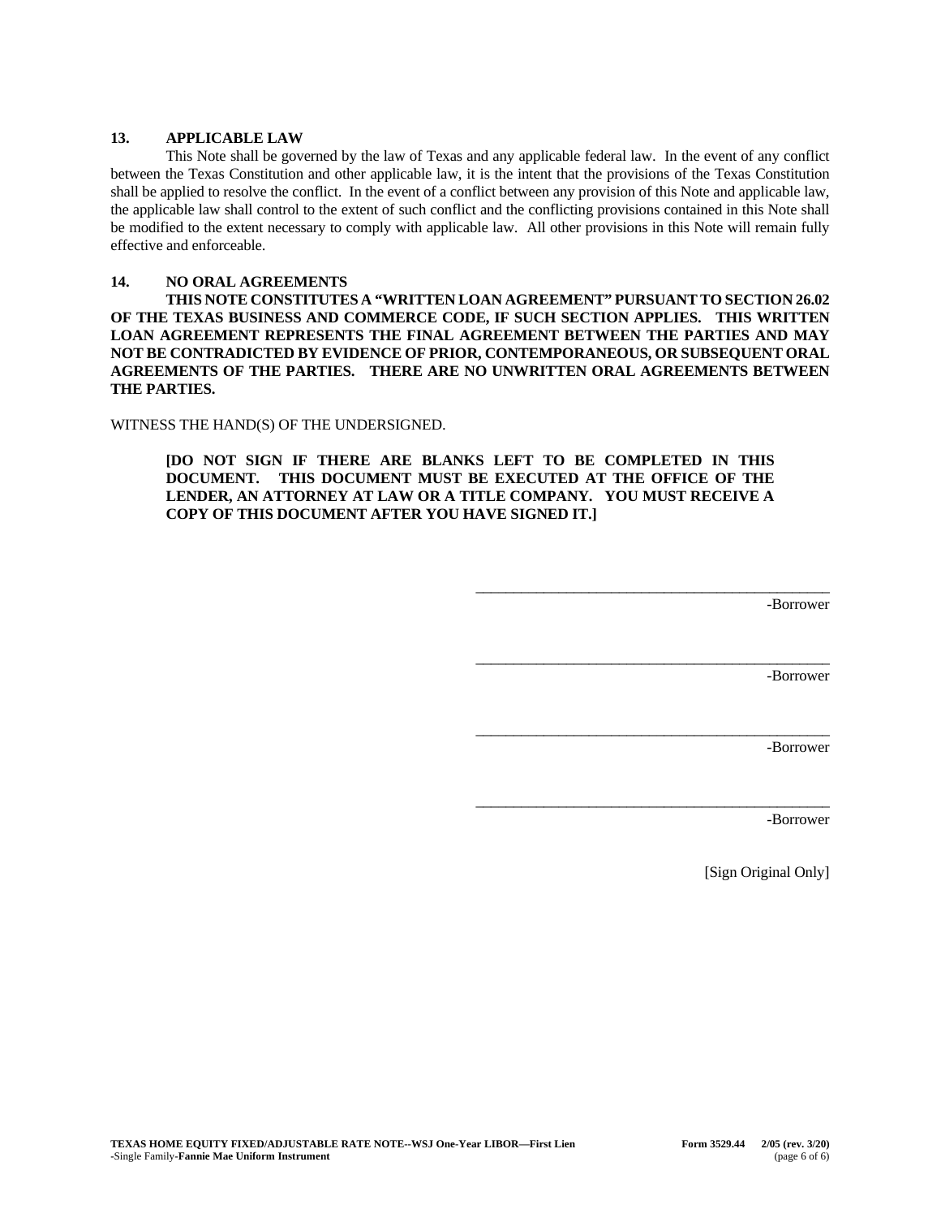**13. APPLICABLE LAW**

This Note shall be governed by the law of Texas and any applicable federal law. In the event of any conflict between the Texas Constitution and other applicable law, it is the intent that the provisions of the Texas Constitution shall be applied to resolve the conflict. In the event of a conflict between any provision of this Note and applicable law, the applicable law shall control to the extent of such conflict and the conflicting provisions contained in this Note shall be modified to the extent necessary to comply with applicable law. All other provisions in this Note will remain fully effective and enforceable.

**14. NO ORAL AGREEMENTS**

**THIS NOTE CONSTITUTES A "WRITTEN LOAN AGREEMENT" PURSUANT TO SECTION 26.02 OF THE TEXAS BUSINESS AND COMMERCE CODE, IF SUCH SECTION APPLIES. THIS WRITTEN LOAN AGREEMENT REPRESENTS THE FINAL AGREEMENT BETWEEN THE PARTIES AND MAY NOT BE CONTRADICTED BY EVIDENCE OF PRIOR, CONTEMPORANEOUS, OR SUBSEQUENT ORAL AGREEMENTS OF THE PARTIES. THERE ARE NO UNWRITTEN ORAL AGREEMENTS BETWEEN THE PARTIES.**

WITNESS THE HAND(S) OF THE UNDERSIGNED.

**[DO NOT SIGN IF THERE ARE BLANKS LEFT TO BE COMPLETED IN THIS DOCUMENT. THIS DOCUMENT MUST BE EXECUTED AT THE OFFICE OF THE LENDER, AN ATTORNEY AT LAW OR A TITLE COMPANY. YOU MUST RECEIVE A COPY OF THIS DOCUMENT AFTER YOU HAVE SIGNED IT.]**

_______________________________________________ -Borrower

_______________________________________________ -Borrower

_______________________________________________ -Borrower

_______________________________________________ -Borrower

[Sign Original Only]

**TEXAS HOME EQUITY FIXED/ADJUSTABLE RATE NOTE--WSJ One-Year LIBOR—First Lien** -Single Family-**Fannie Mae Uniform Instrument** **Form 3529.44 2/05 (rev. 3/20)**